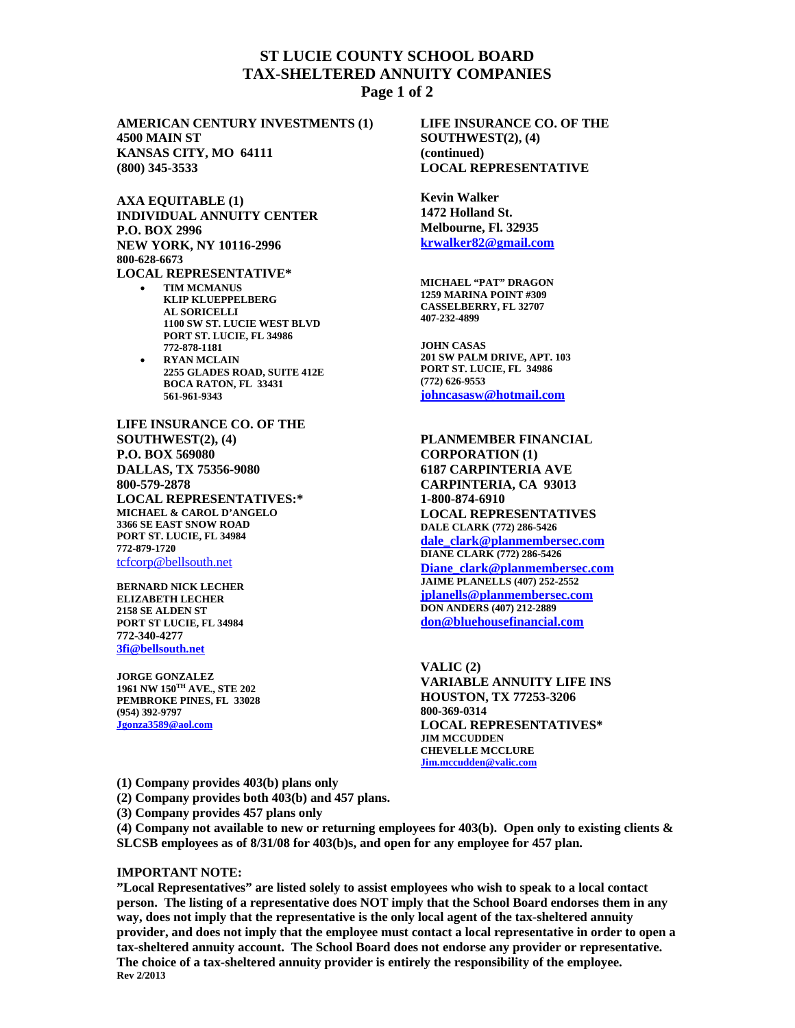# ST LUCIE COUNTY SCHOOL BOARD
# TAX-SHELTERED ANNUITY COMPANIES
## Page 1 of 2

**AMERICAN CENTURY INVESTMENTS (1)**
**4500 MAIN ST**
**KANSAS CITY, MO 64111**
**(800) 345-3533**

**AXA EQUITABLE (1)**
**INDIVIDUAL ANNUITY CENTER**
**P.O. BOX 2996**
**NEW YORK, NY 10116-2996**
**800-628-6673**
**LOCAL REPRESENTATIVE***

- **TIM MCMANUS**
  **KLIP KLUEPPELBERG**
  **AL SORICELLI**
  **1100 SW ST. LUCIE WEST BLVD**
  **PORT ST. LUCIE, FL 34986**
  **772-878-1181**
- **RYAN MCLAIN**
  **2255 GLADES ROAD, SUITE 412E**
  **BOCA RATON, FL 33431**
  **561-961-9343**

**LIFE INSURANCE CO. OF THE SOUTHWEST(2), (4)**
**P.O. BOX 569080**
**DALLAS, TX 75356-9080**
**800-579-2878**
**LOCAL REPRESENTATIVES:***

**MICHAEL & CAROL D'ANGELO**
**3366 SE EAST SNOW ROAD**
**PORT ST. LUCIE, FL 34984**
**772-879-1720**
tcfcorp@bellsouth.net

**BERNARD NICK LECHER**
**ELIZABETH LECHER**
**2158 SE ALDEN ST**
**PORT ST LUCIE, FL 34984**
**772-340-4277**
**3fi@bellsouth.net**

**JORGE GONZALEZ**
**1961 NW 150TH AVE., STE 202**
**PEMBROKE PINES, FL 33028**
**(954) 392-9797**
**Jgonza3589@aol.com**

**LIFE INSURANCE CO. OF THE SOUTHWEST(2), (4) (continued)**
**LOCAL REPRESENTATIVE**

**Kevin Walker**
**1472 Holland St.**
**Melbourne, Fl. 32935**
**krwalker82@gmail.com**

**MICHAEL "PAT" DRAGON**
**1259 MARINA POINT #309**
**CASSELBERRY, FL 32707**
**407-232-4899**

**JOHN CASAS**
**201 SW PALM DRIVE, APT. 103**
**PORT ST. LUCIE, FL 34986**
**(772) 626-9553**
**johncasasw@hotmail.com**

**PLANMEMBER FINANCIAL CORPORATION (1)**
**6187 CARPINTERIA AVE**
**CARPINTERIA, CA 93013**
**1-800-874-6910**
**LOCAL REPRESENTATIVES**
**DALE CLARK (772) 286-5426**
**dale_clark@planmembersec.com**
**DIANE CLARK (772) 286-5426**
**Diane_clark@planmembersec.com**
**JAIME PLANELLS (407) 252-2552**
**jplanells@planmembersec.com**
**DON ANDERS (407) 212-2889**
**don@bluehousefinancial.com**

**VALIC (2)**
**VARIABLE ANNUITY LIFE INS**
**HOUSTON, TX 77253-3206**
**800-369-0314**
**LOCAL REPRESENTATIVES***
**JIM MCCUDDEN**
**CHEVELLE MCCLURE**
**Jim.mccudden@valic.com**

**(1) Company provides 403(b) plans only**
**(2) Company provides both 403(b) and 457 plans.**
**(3) Company provides 457 plans only**
**(4) Company not available to new or returning employees for 403(b). Open only to existing clients & SLCSB employees as of 8/31/08 for 403(b)s, and open for any employee for 457 plan.**

**IMPORTANT NOTE:**
**"Local Representatives" are listed solely to assist employees who wish to speak to a local contact person. The listing of a representative does NOT imply that the School Board endorses them in any way, does not imply that the representative is the only local agent of the tax-sheltered annuity provider, and does not imply that the employee must contact a local representative in order to open a tax-sheltered annuity account. The School Board does not endorse any provider or representative. The choice of a tax-sheltered annuity provider is entirely the responsibility of the employee.**
**Rev 2/2013**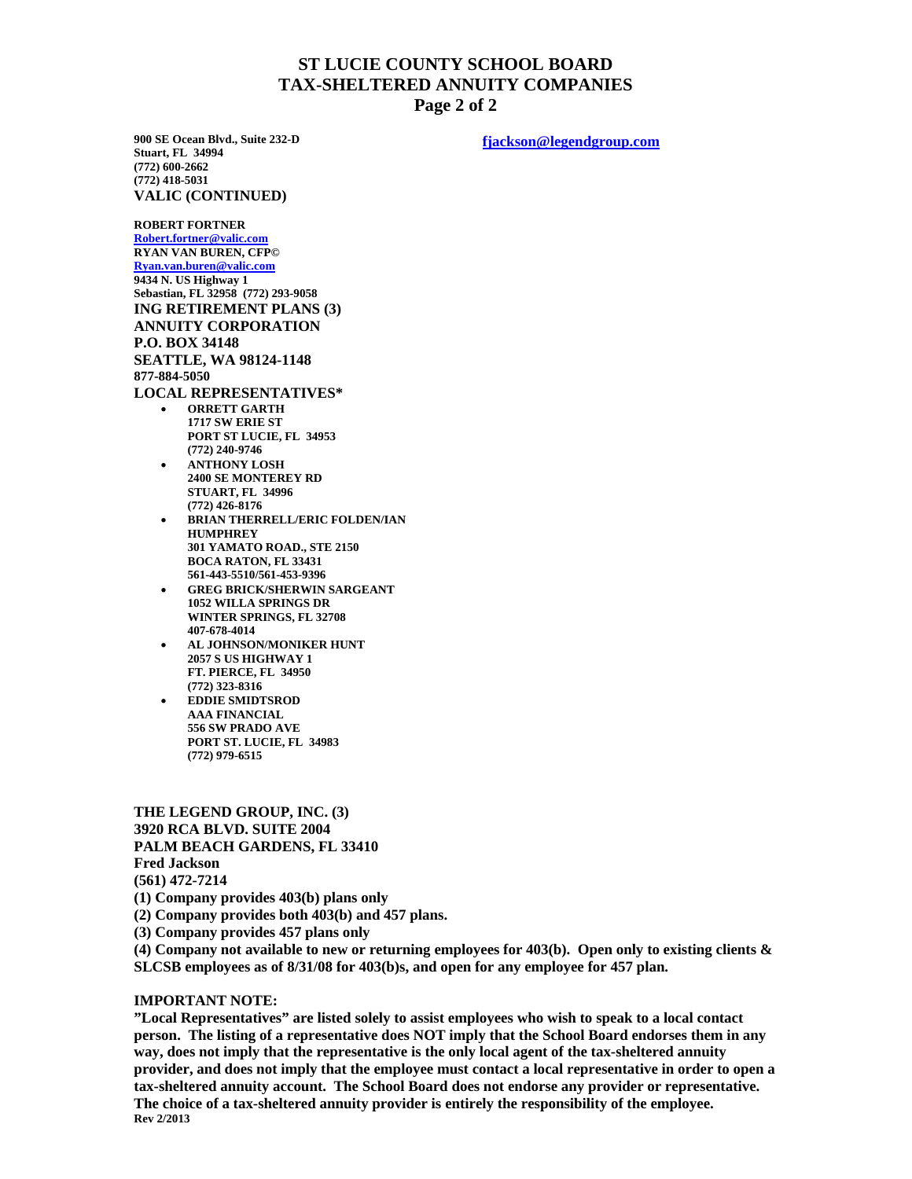900 SE Ocean Blvd., Suite 232-D
Stuart, FL 34994
(772) 600-2662
(772) 418-5031

fjackson@legendgroup.com

**VALIC (CONTINUED)**

**ROBERT FORTNER**
Robert.fortner@valic.com
**RYAN VAN BUREN, CFP©**
Ryan.van.buren@valic.com
**9434 N. US Highway 1**
**Sebastian, FL 32958 (772) 293-9058**

**ING RETIREMENT PLANS (3)**
**ANNUITY CORPORATION**
**P.O. BOX 34148**
**SEATTLE, WA 98124-1148**
**877-884-5050**
**LOCAL REPRESENTATIVES***

- **ORRETT GARTH**
  **1717 SW ERIE ST**
  **PORT ST LUCIE, FL 34953**
  **(772) 240-9746**
- **ANTHONY LOSH**
  **2400 SE MONTEREY RD**
  **STUART, FL 34996**
  **(772) 426-8176**
- **BRIAN THERRELL/ERIC FOLDEN/IAN HUMPHREY**
  **301 YAMATO ROAD., STE 2150**
  **BOCA RATON, FL 33431**
  **561-443-5510/561-453-9396**
- **GREG BRICK/SHERWIN SARGEANT**
  **1052 WILLA SPRINGS DR**
  **WINTER SPRINGS, FL 32708**
  **407-678-4014**
- **AL JOHNSON/MONIKER HUNT**
  **2057 S US HIGHWAY 1**
  **FT. PIERCE, FL 34950**
  **(772) 323-8316**
- **EDDIE SMIDTSROD**
  **AAA FINANCIAL**
  **556 SW PRADO AVE**
  **PORT ST. LUCIE, FL 34983**
  **(772) 979-6515**

**THE LEGEND GROUP, INC. (3)**
**3920 RCA BLVD. SUITE 2004**
**PALM BEACH GARDENS, FL 33410**
**Fred Jackson**
**(561) 472-7214**

**(1) Company provides 403(b) plans only**

**(2) Company provides both 403(b) and 457 plans.**

**(3) Company provides 457 plans only**

**(4) Company not available to new or returning employees for 403(b). Open only to existing clients & SLCSB employees as of 8/31/08 for 403(b)s, and open for any employee for 457 plan.**

**IMPORTANT NOTE:**

**"Local Representatives" are listed solely to assist employees who wish to speak to a local contact person. The listing of a representative does NOT imply that the School Board endorses them in any way, does not imply that the representative is the only local agent of the tax-sheltered annuity provider, and does not imply that the employee must contact a local representative in order to open a tax-sheltered annuity account. The School Board does not endorse any provider or representative. The choice of a tax-sheltered annuity provider is entirely the responsibility of the employee.**
**Rev 2/2013**